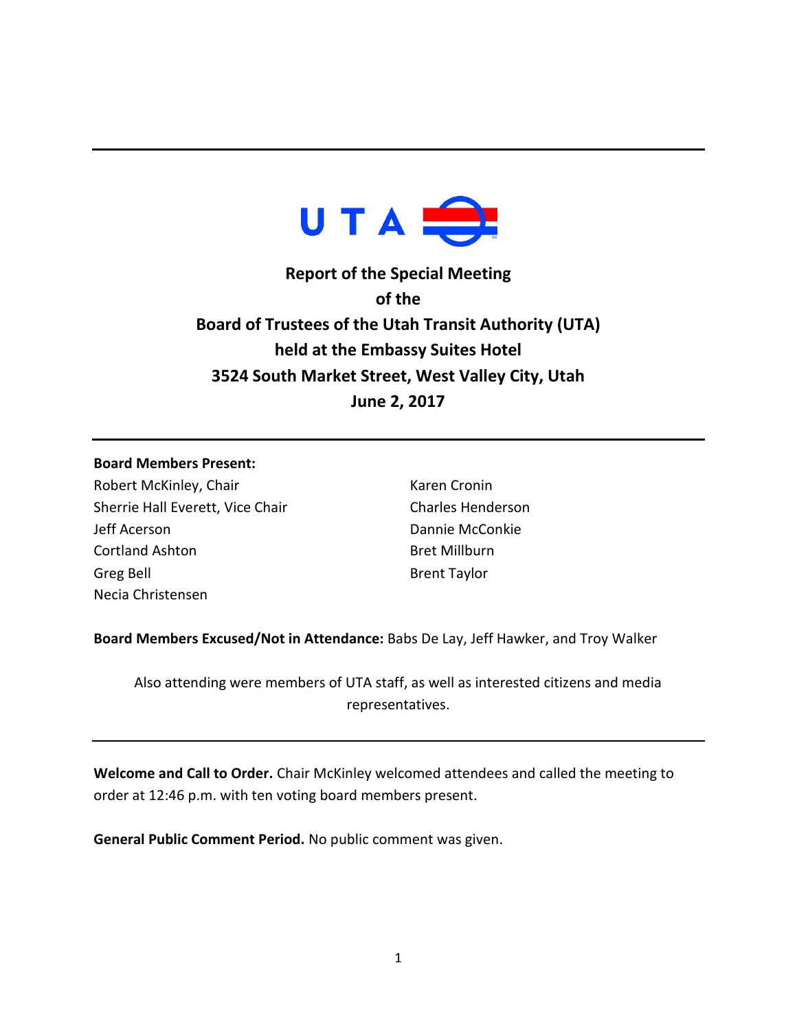UTA

# Report of the Special Meeting of the Board of Trustees of the Utah Transit Authority (UTA) held at the Embassy Suites Hotel 3524 South Market Street, West Valley City, Utah June 2, 2017

---

**Board Members Present:**

Robert McKinley, Chair
Sherrie Hall Everett, Vice Chair
Jeff Acerson
Cortland Ashton
Greg Bell
Necia Christensen
Karen Cronin
Charles Henderson
Dannie McConkie
Bret Millburn
Brent Taylor

**Board Members Excused/Not in Attendance:** Babs De Lay, Jeff Hawker, and Troy Walker

Also attending were members of UTA staff, as well as interested citizens and media representatives.

---

**Welcome and Call to Order.** Chair McKinley welcomed attendees and called the meeting to order at 12:46 p.m. with ten voting board members present.

**General Public Comment Period.** No public comment was given.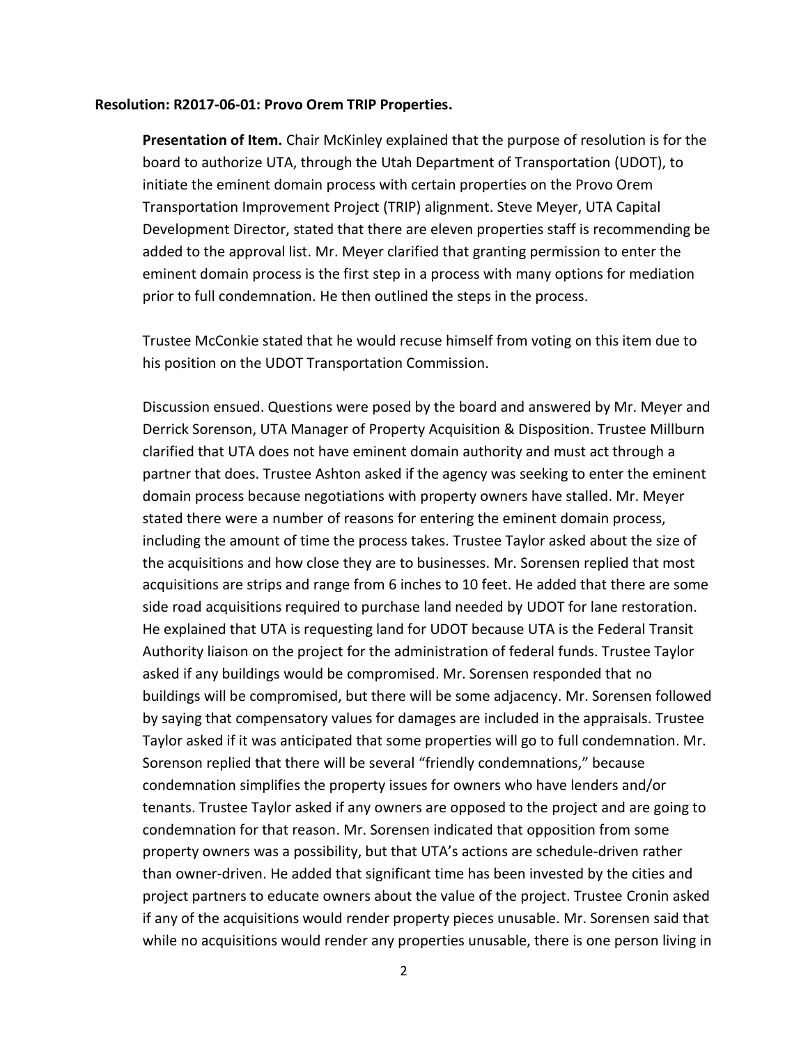**Resolution: R2017-06-01: Provo Orem TRIP Properties.**

**Presentation of Item.** Chair McKinley explained that the purpose of resolution is for the board to authorize UTA, through the Utah Department of Transportation (UDOT), to initiate the eminent domain process with certain properties on the Provo Orem Transportation Improvement Project (TRIP) alignment. Steve Meyer, UTA Capital Development Director, stated that there are eleven properties staff is recommending be added to the approval list. Mr. Meyer clarified that granting permission to enter the eminent domain process is the first step in a process with many options for mediation prior to full condemnation. He then outlined the steps in the process.

Trustee McConkie stated that he would recuse himself from voting on this item due to his position on the UDOT Transportation Commission.

Discussion ensued. Questions were posed by the board and answered by Mr. Meyer and Derrick Sorenson, UTA Manager of Property Acquisition & Disposition. Trustee Millburn clarified that UTA does not have eminent domain authority and must act through a partner that does. Trustee Ashton asked if the agency was seeking to enter the eminent domain process because negotiations with property owners have stalled. Mr. Meyer stated there were a number of reasons for entering the eminent domain process, including the amount of time the process takes. Trustee Taylor asked about the size of the acquisitions and how close they are to businesses. Mr. Sorensen replied that most acquisitions are strips and range from 6 inches to 10 feet. He added that there are some side road acquisitions required to purchase land needed by UDOT for lane restoration. He explained that UTA is requesting land for UDOT because UTA is the Federal Transit Authority liaison on the project for the administration of federal funds. Trustee Taylor asked if any buildings would be compromised. Mr. Sorensen responded that no buildings will be compromised, but there will be some adjacency. Mr. Sorensen followed by saying that compensatory values for damages are included in the appraisals. Trustee Taylor asked if it was anticipated that some properties will go to full condemnation. Mr. Sorenson replied that there will be several "friendly condemnations," because condemnation simplifies the property issues for owners who have lenders and/or tenants. Trustee Taylor asked if any owners are opposed to the project and are going to condemnation for that reason. Mr. Sorensen indicated that opposition from some property owners was a possibility, but that UTA's actions are schedule-driven rather than owner-driven. He added that significant time has been invested by the cities and project partners to educate owners about the value of the project. Trustee Cronin asked if any of the acquisitions would render property pieces unusable. Mr. Sorensen said that while no acquisitions would render any properties unusable, there is one person living in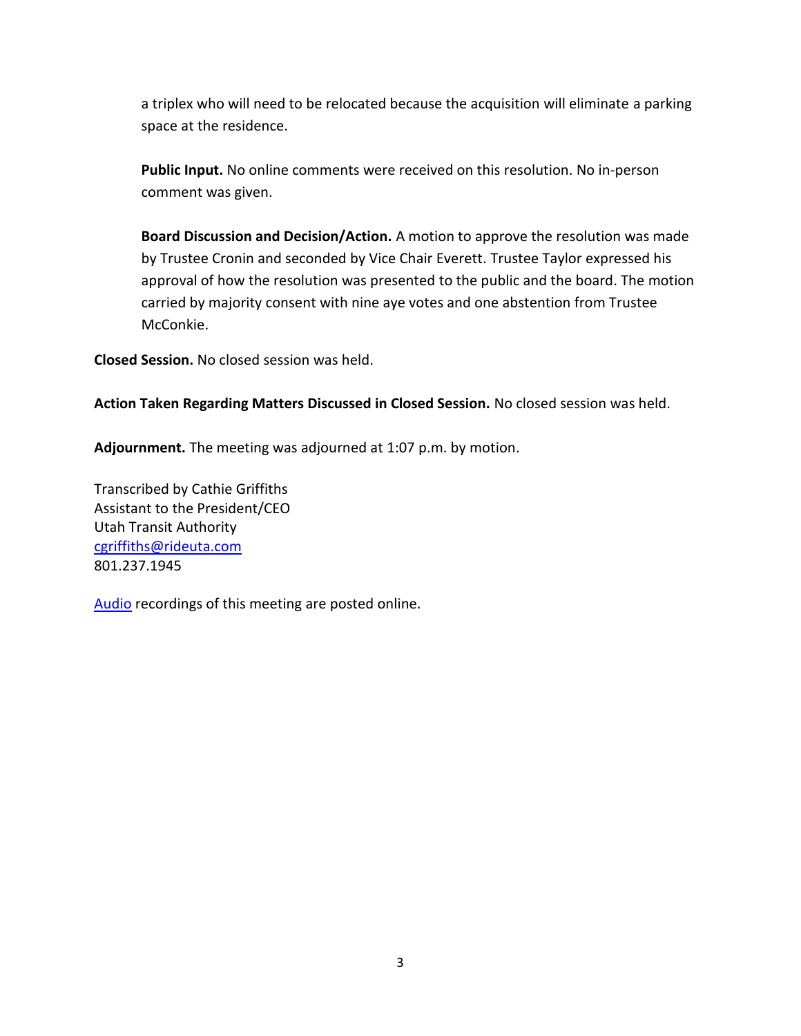a triplex who will need to be relocated because the acquisition will eliminate a parking space at the residence.

**Public Input.** No online comments were received on this resolution. No in-person comment was given.

**Board Discussion and Decision/Action.** A motion to approve the resolution was made by Trustee Cronin and seconded by Vice Chair Everett. Trustee Taylor expressed his approval of how the resolution was presented to the public and the board. The motion carried by majority consent with nine aye votes and one abstention from Trustee McConkie.

**Closed Session.** No closed session was held.

**Action Taken Regarding Matters Discussed in Closed Session.** No closed session was held.

**Adjournment.** The meeting was adjourned at 1:07 p.m. by motion.

Transcribed by Cathie Griffiths
Assistant to the President/CEO
Utah Transit Authority
cgriffiths@rideuta.com
801.237.1945

Audio recordings of this meeting are posted online.